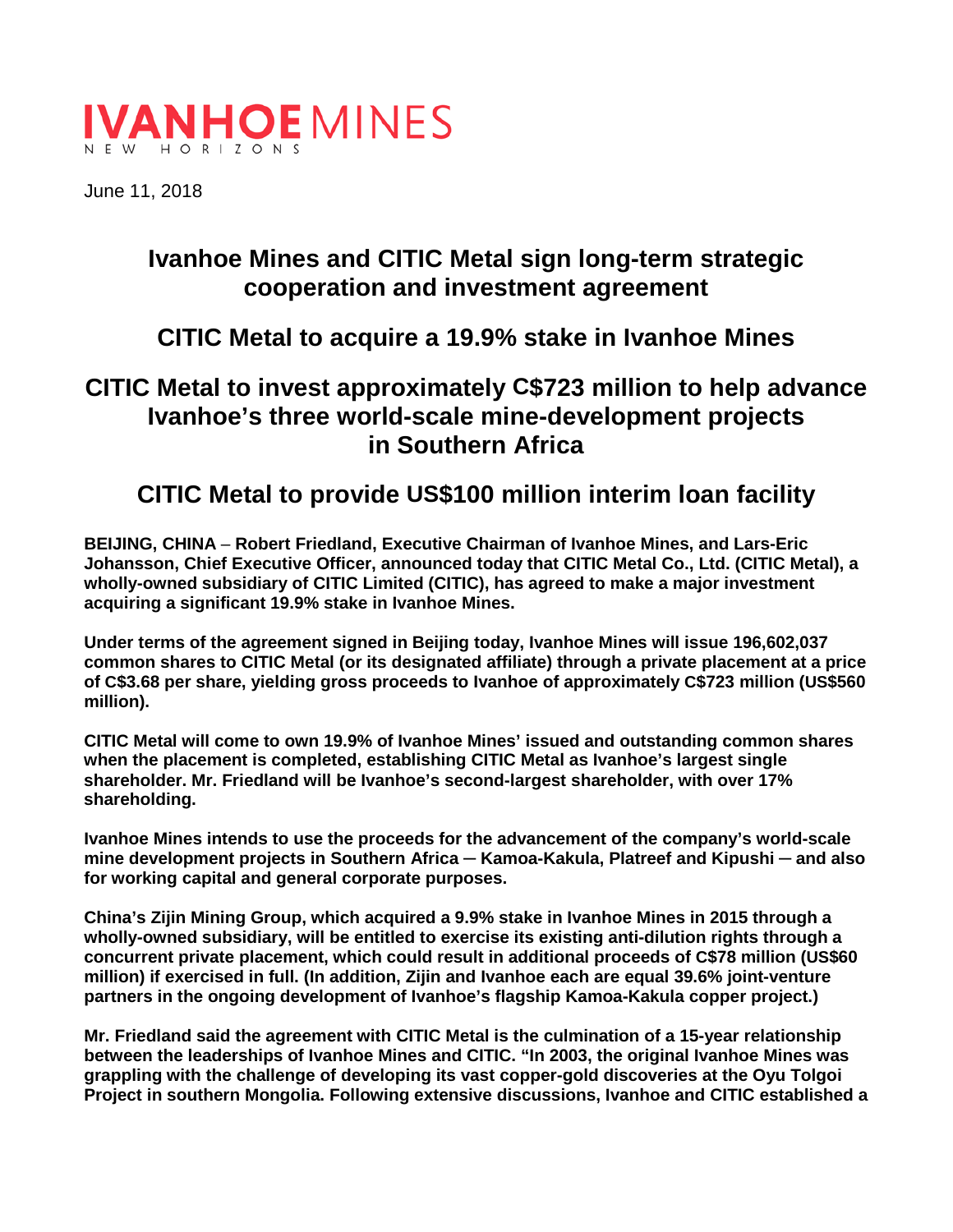IVANHOE MINES
NEW HORIZONS

June 11, 2018

# Ivanhoe Mines and CITIC Metal sign long-term strategic cooperation and investment agreement

## CITIC Metal to acquire a 19.9% stake in Ivanhoe Mines

## CITIC Metal to invest approximately C$723 million to help advance Ivanhoe's three world-scale mine-development projects in Southern Africa

## CITIC Metal to provide US$100 million interim loan facility

**BEIJING, CHINA – Robert Friedland, Executive Chairman of Ivanhoe Mines, and Lars-Eric Johansson, Chief Executive Officer, announced today that CITIC Metal Co., Ltd. (CITIC Metal), a wholly-owned subsidiary of CITIC Limited (CITIC), has agreed to make a major investment acquiring a significant 19.9% stake in Ivanhoe Mines.**

**Under terms of the agreement signed in Beijing today, Ivanhoe Mines will issue 196,602,037 common shares to CITIC Metal (or its designated affiliate) through a private placement at a price of C$3.68 per share, yielding gross proceeds to Ivanhoe of approximately C$723 million (US$560 million).**

**CITIC Metal will come to own 19.9% of Ivanhoe Mines' issued and outstanding common shares when the placement is completed, establishing CITIC Metal as Ivanhoe's largest single shareholder. Mr. Friedland will be Ivanhoe's second-largest shareholder, with over 17% shareholding.**

**Ivanhoe Mines intends to use the proceeds for the advancement of the company's world-scale mine development projects in Southern Africa ─ Kamoa-Kakula, Platreef and Kipushi ─ and also for working capital and general corporate purposes.**

**China's Zijin Mining Group, which acquired a 9.9% stake in Ivanhoe Mines in 2015 through a wholly-owned subsidiary, will be entitled to exercise its existing anti-dilution rights through a concurrent private placement, which could result in additional proceeds of C$78 million (US$60 million) if exercised in full. (In addition, Zijin and Ivanhoe each are equal 39.6% joint-venture partners in the ongoing development of Ivanhoe's flagship Kamoa-Kakula copper project.)**

**Mr. Friedland said the agreement with CITIC Metal is the culmination of a 15-year relationship between the leaderships of Ivanhoe Mines and CITIC. "In 2003, the original Ivanhoe Mines was grappling with the challenge of developing its vast copper-gold discoveries at the Oyu Tolgoi Project in southern Mongolia. Following extensive discussions, Ivanhoe and CITIC established a**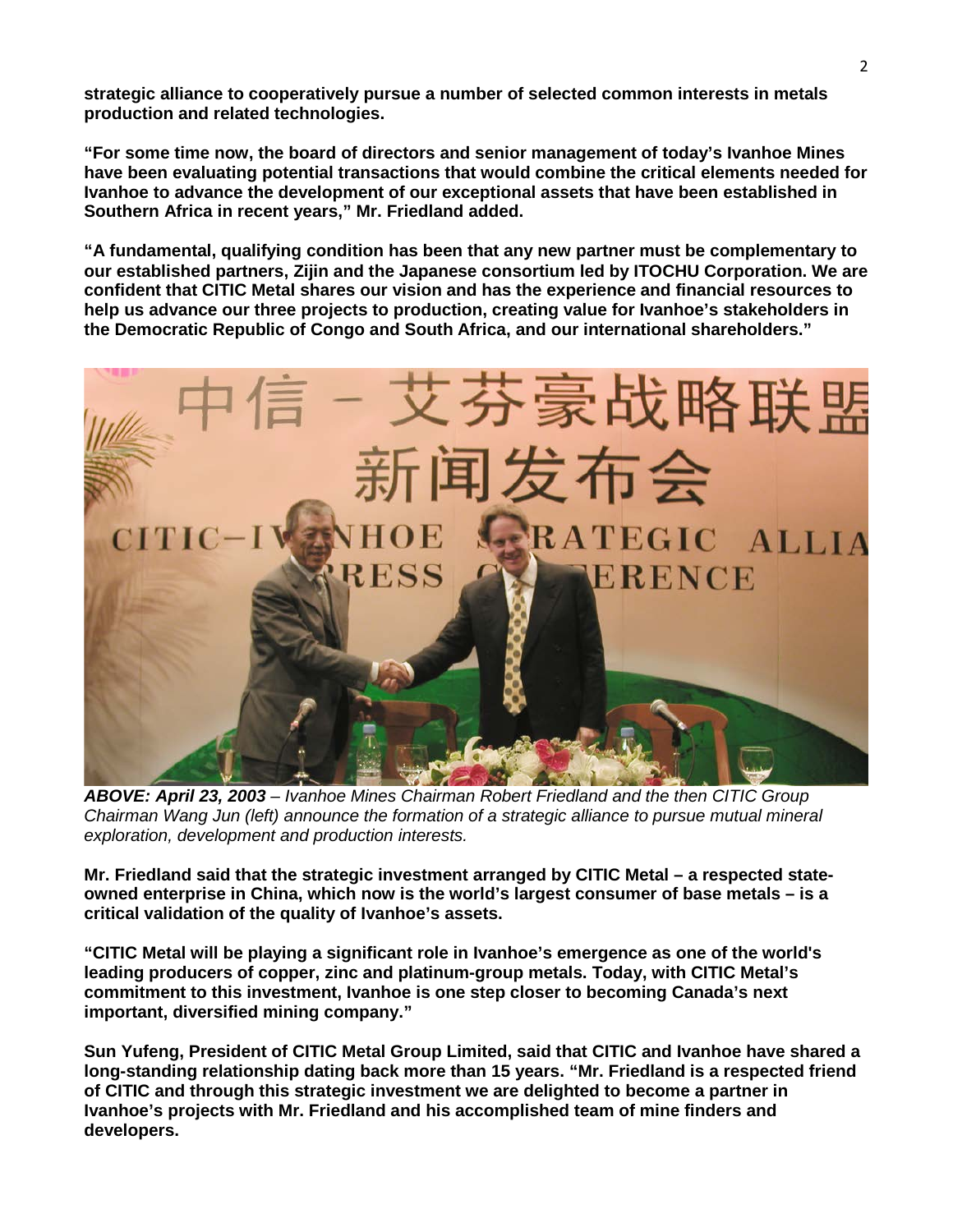**strategic alliance to cooperatively pursue a number of selected common interests in metals production and related technologies.**

**"For some time now, the board of directors and senior management of today's Ivanhoe Mines have been evaluating potential transactions that would combine the critical elements needed for Ivanhoe to advance the development of our exceptional assets that have been established in Southern Africa in recent years," Mr. Friedland added.**

**"A fundamental, qualifying condition has been that any new partner must be complementary to our established partners, Zijin and the Japanese consortium led by ITOCHU Corporation. We are confident that CITIC Metal shares our vision and has the experience and financial resources to help us advance our three projects to production, creating value for Ivanhoe's stakeholders in the Democratic Republic of Congo and South Africa, and our international shareholders."**

***ABOVE: April 23, 2003*** *– Ivanhoe Mines Chairman Robert Friedland and the then CITIC Group Chairman Wang Jun (left) announce the formation of a strategic alliance to pursue mutual mineral exploration, development and production interests.*

**Mr. Friedland said that the strategic investment arranged by CITIC Metal – a respected state-owned enterprise in China, which now is the world's largest consumer of base metals – is a critical validation of the quality of Ivanhoe's assets.**

**"CITIC Metal will be playing a significant role in Ivanhoe's emergence as one of the world's leading producers of copper, zinc and platinum-group metals. Today, with CITIC Metal's commitment to this investment, Ivanhoe is one step closer to becoming Canada's next important, diversified mining company."**

**Sun Yufeng, President of CITIC Metal Group Limited, said that CITIC and Ivanhoe have shared a long-standing relationship dating back more than 15 years. "Mr. Friedland is a respected friend of CITIC and through this strategic investment we are delighted to become a partner in Ivanhoe's projects with Mr. Friedland and his accomplished team of mine finders and developers.**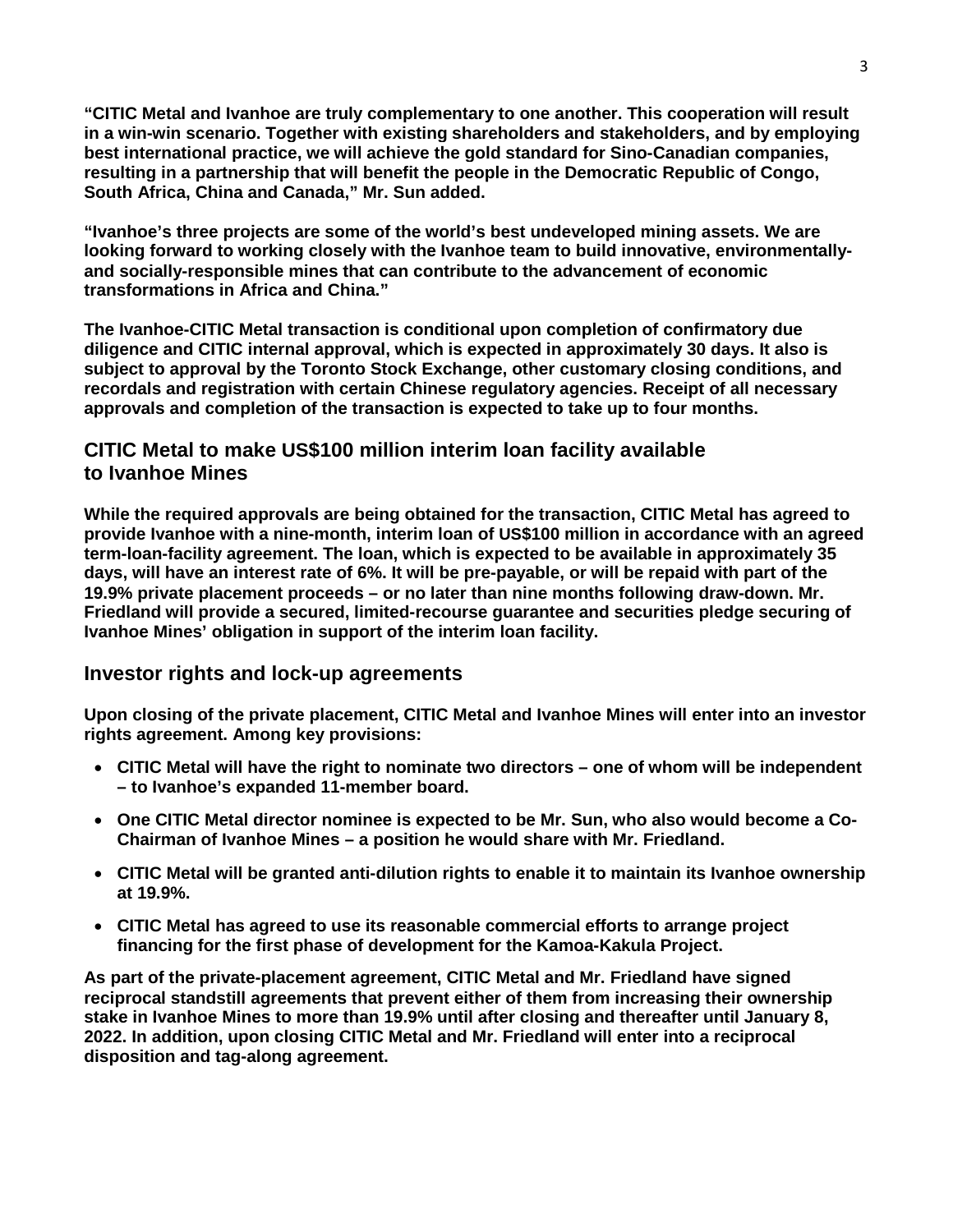**"CITIC Metal and Ivanhoe are truly complementary to one another. This cooperation will result in a win-win scenario. Together with existing shareholders and stakeholders, and by employing best international practice, we will achieve the gold standard for Sino-Canadian companies, resulting in a partnership that will benefit the people in the Democratic Republic of Congo, South Africa, China and Canada," Mr. Sun added.**

**"Ivanhoe's three projects are some of the world's best undeveloped mining assets. We are looking forward to working closely with the Ivanhoe team to build innovative, environmentally- and socially-responsible mines that can contribute to the advancement of economic transformations in Africa and China."**

**The Ivanhoe-CITIC Metal transaction is conditional upon completion of confirmatory due diligence and CITIC internal approval, which is expected in approximately 30 days. It also is subject to approval by the Toronto Stock Exchange, other customary closing conditions, and recordals and registration with certain Chinese regulatory agencies. Receipt of all necessary approvals and completion of the transaction is expected to take up to four months.**

## CITIC Metal to make US$100 million interim loan facility available to Ivanhoe Mines

**While the required approvals are being obtained for the transaction, CITIC Metal has agreed to provide Ivanhoe with a nine-month, interim loan of US$100 million in accordance with an agreed term-loan-facility agreement. The loan, which is expected to be available in approximately 35 days, will have an interest rate of 6%. It will be pre-payable, or will be repaid with part of the 19.9% private placement proceeds – or no later than nine months following draw-down. Mr. Friedland will provide a secured, limited-recourse guarantee and securities pledge securing of Ivanhoe Mines' obligation in support of the interim loan facility.**

## Investor rights and lock-up agreements

**Upon closing of the private placement, CITIC Metal and Ivanhoe Mines will enter into an investor rights agreement. Among key provisions:**

- **CITIC Metal will have the right to nominate two directors – one of whom will be independent – to Ivanhoe's expanded 11-member board.**
- **One CITIC Metal director nominee is expected to be Mr. Sun, who also would become a Co-Chairman of Ivanhoe Mines – a position he would share with Mr. Friedland.**
- **CITIC Metal will be granted anti-dilution rights to enable it to maintain its Ivanhoe ownership at 19.9%.**
- **CITIC Metal has agreed to use its reasonable commercial efforts to arrange project financing for the first phase of development for the Kamoa-Kakula Project.**

**As part of the private-placement agreement, CITIC Metal and Mr. Friedland have signed reciprocal standstill agreements that prevent either of them from increasing their ownership stake in Ivanhoe Mines to more than 19.9% until after closing and thereafter until January 8, 2022. In addition, upon closing CITIC Metal and Mr. Friedland will enter into a reciprocal disposition and tag-along agreement.**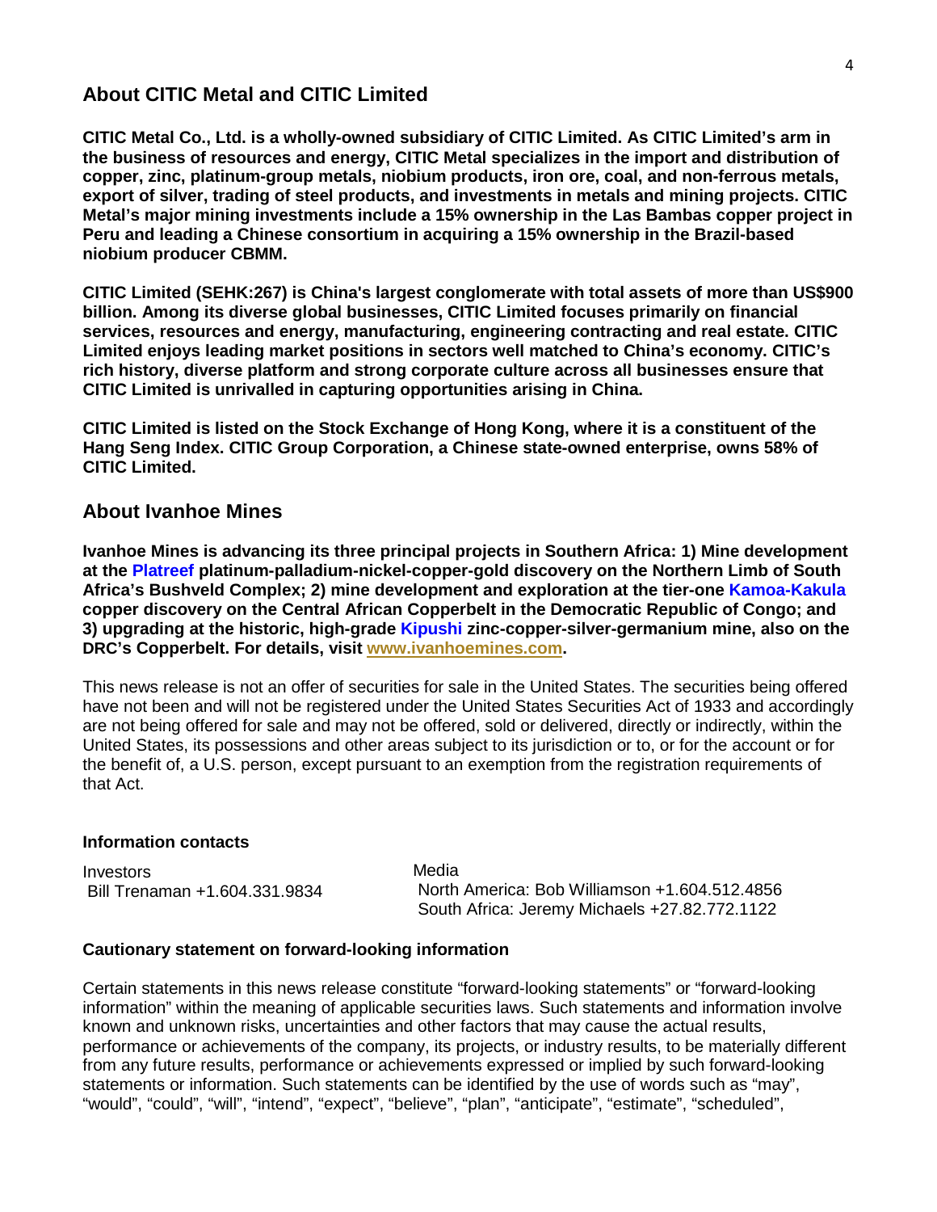## About CITIC Metal and CITIC Limited

**CITIC Metal Co., Ltd. is a wholly-owned subsidiary of CITIC Limited. As CITIC Limited's arm in the business of resources and energy, CITIC Metal specializes in the import and distribution of copper, zinc, platinum-group metals, niobium products, iron ore, coal, and non-ferrous metals, export of silver, trading of steel products, and investments in metals and mining projects. CITIC Metal's major mining investments include a 15% ownership in the Las Bambas copper project in Peru and leading a Chinese consortium in acquiring a 15% ownership in the Brazil-based niobium producer CBMM.**

**CITIC Limited (SEHK:267) is China's largest conglomerate with total assets of more than US$900 billion. Among its diverse global businesses, CITIC Limited focuses primarily on financial services, resources and energy, manufacturing, engineering contracting and real estate. CITIC Limited enjoys leading market positions in sectors well matched to China's economy. CITIC's rich history, diverse platform and strong corporate culture across all businesses ensure that CITIC Limited is unrivalled in capturing opportunities arising in China.**

**CITIC Limited is listed on the Stock Exchange of Hong Kong, where it is a constituent of the Hang Seng Index. CITIC Group Corporation, a Chinese state-owned enterprise, owns 58% of CITIC Limited.**

## About Ivanhoe Mines

**Ivanhoe Mines is advancing its three principal projects in Southern Africa: 1) Mine development at the Platreef platinum-palladium-nickel-copper-gold discovery on the Northern Limb of South Africa's Bushveld Complex; 2) mine development and exploration at the tier-one Kamoa-Kakula copper discovery on the Central African Copperbelt in the Democratic Republic of Congo; and 3) upgrading at the historic, high-grade Kipushi zinc-copper-silver-germanium mine, also on the DRC's Copperbelt. For details, visit www.ivanhoemines.com.**

This news release is not an offer of securities for sale in the United States. The securities being offered have not been and will not be registered under the United States Securities Act of 1933 and accordingly are not being offered for sale and may not be offered, sold or delivered, directly or indirectly, within the United States, its possessions and other areas subject to its jurisdiction or to, or for the account or for the benefit of, a U.S. person, except pursuant to an exemption from the registration requirements of that Act.

**Information contacts**

Investors
Bill Trenaman +1.604.331.9834

Media
North America: Bob Williamson +1.604.512.4856
South Africa: Jeremy Michaels +27.82.772.1122

**Cautionary statement on forward-looking information**

Certain statements in this news release constitute "forward-looking statements" or "forward-looking information" within the meaning of applicable securities laws. Such statements and information involve known and unknown risks, uncertainties and other factors that may cause the actual results, performance or achievements of the company, its projects, or industry results, to be materially different from any future results, performance or achievements expressed or implied by such forward-looking statements or information. Such statements can be identified by the use of words such as "may", "would", "could", "will", "intend", "expect", "believe", "plan", "anticipate", "estimate", "scheduled",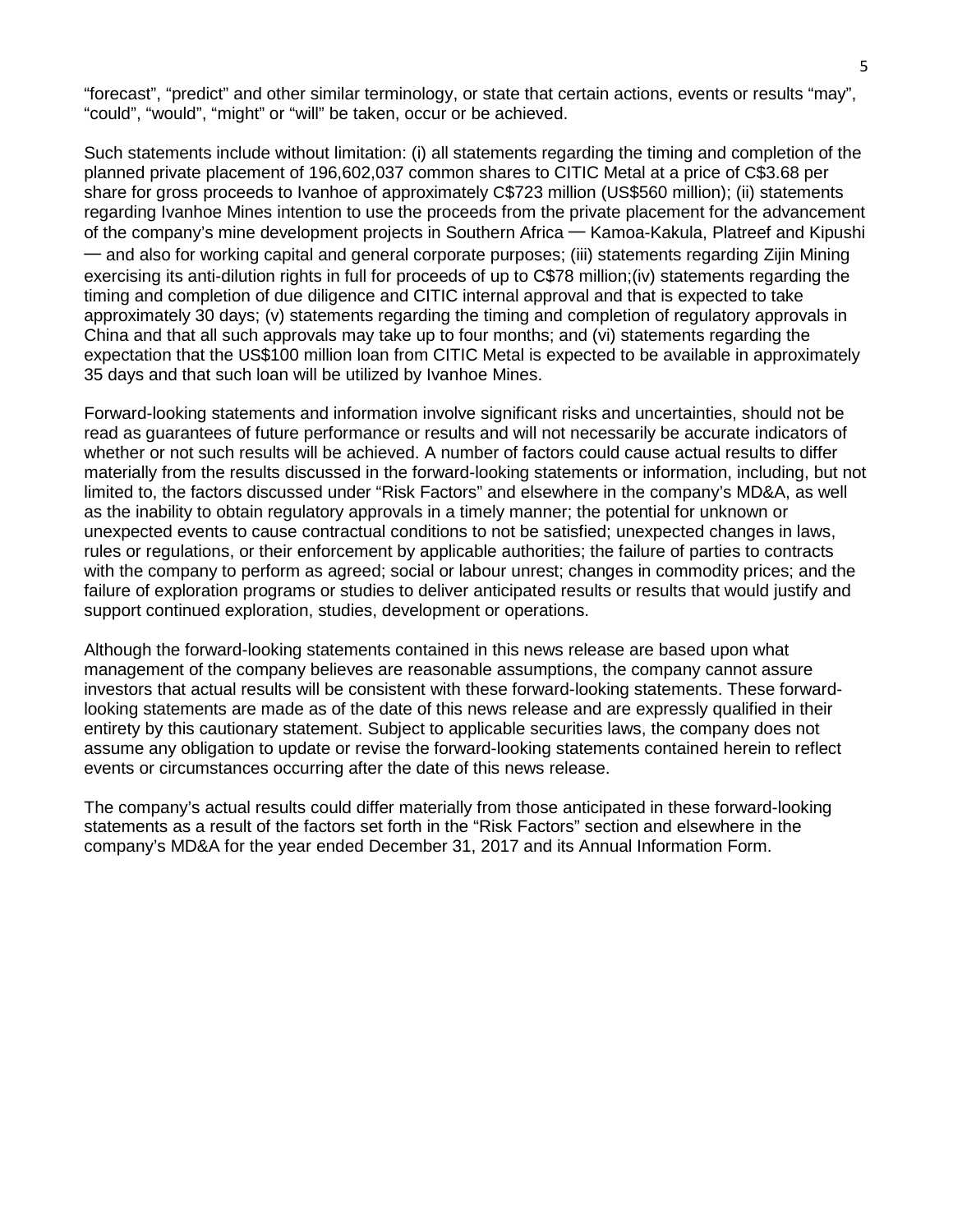“forecast”, “predict” and other similar terminology, or state that certain actions, events or results “may”, “could”, “would”, “might” or “will” be taken, occur or be achieved.

Such statements include without limitation: (i) all statements regarding the timing and completion of the planned private placement of 196,602,037 common shares to CITIC Metal at a price of C$3.68 per share for gross proceeds to Ivanhoe of approximately C$723 million (US$560 million); (ii) statements regarding Ivanhoe Mines intention to use the proceeds from the private placement for the advancement of the company’s mine development projects in Southern Africa — Kamoa-Kakula, Platreef and Kipushi — and also for working capital and general corporate purposes; (iii) statements regarding Zijin Mining exercising its anti-dilution rights in full for proceeds of up to C$78 million;(iv) statements regarding the timing and completion of due diligence and CITIC internal approval and that is expected to take approximately 30 days; (v) statements regarding the timing and completion of regulatory approvals in China and that all such approvals may take up to four months; and (vi) statements regarding the expectation that the US$100 million loan from CITIC Metal is expected to be available in approximately 35 days and that such loan will be utilized by Ivanhoe Mines.

Forward-looking statements and information involve significant risks and uncertainties, should not be read as guarantees of future performance or results and will not necessarily be accurate indicators of whether or not such results will be achieved. A number of factors could cause actual results to differ materially from the results discussed in the forward-looking statements or information, including, but not limited to, the factors discussed under “Risk Factors” and elsewhere in the company’s MD&A, as well as the inability to obtain regulatory approvals in a timely manner; the potential for unknown or unexpected events to cause contractual conditions to not be satisfied; unexpected changes in laws, rules or regulations, or their enforcement by applicable authorities; the failure of parties to contracts with the company to perform as agreed; social or labour unrest; changes in commodity prices; and the failure of exploration programs or studies to deliver anticipated results or results that would justify and support continued exploration, studies, development or operations.

Although the forward-looking statements contained in this news release are based upon what management of the company believes are reasonable assumptions, the company cannot assure investors that actual results will be consistent with these forward-looking statements. These forward-looking statements are made as of the date of this news release and are expressly qualified in their entirety by this cautionary statement. Subject to applicable securities laws, the company does not assume any obligation to update or revise the forward-looking statements contained herein to reflect events or circumstances occurring after the date of this news release.

The company’s actual results could differ materially from those anticipated in these forward-looking statements as a result of the factors set forth in the “Risk Factors” section and elsewhere in the company’s MD&A for the year ended December 31, 2017 and its Annual Information Form.